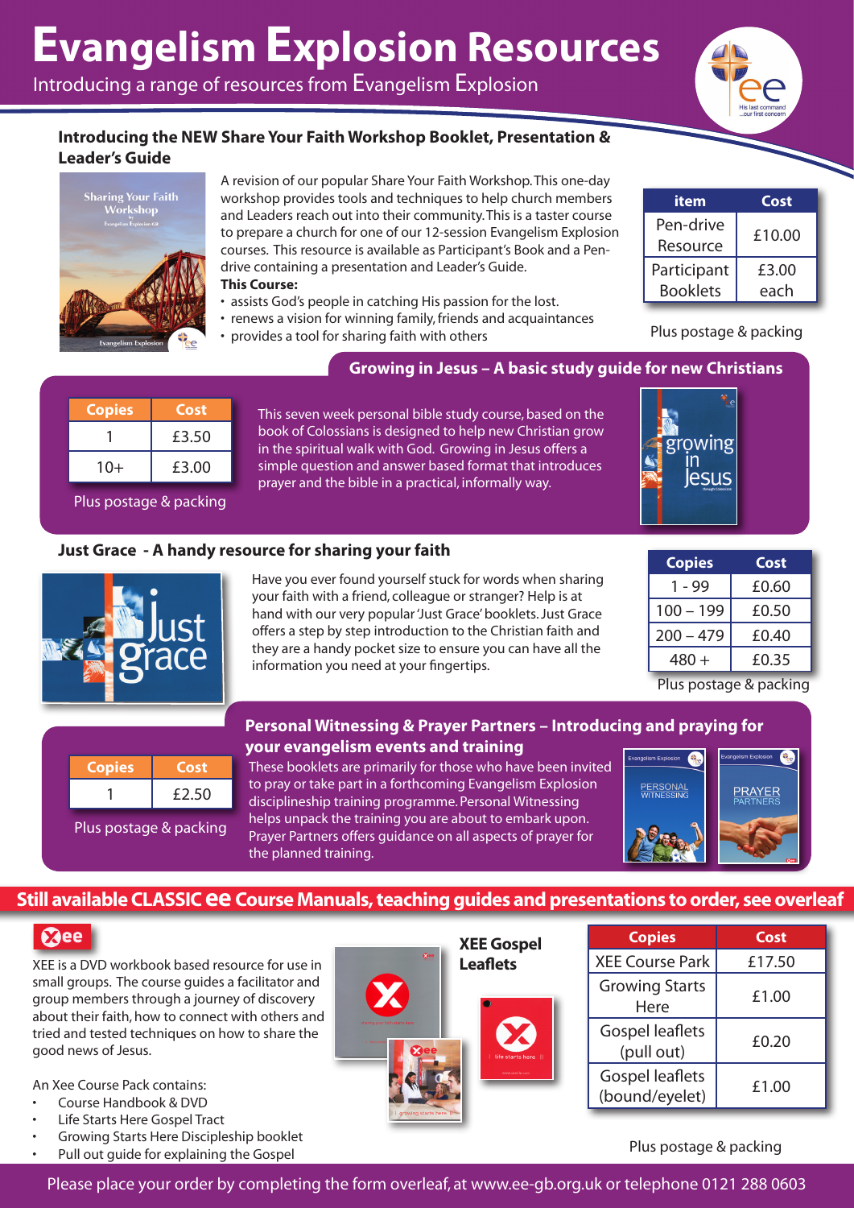# Evangelism Explosion Resources

Introducing a range of resources from Evangelism Explosion

### Introducing the NEW Share Your Faith Workshop Booklet, Presentation & Leader's Guide

A revision of our popular Share Your Faith Workshop. This one-day workshop provides tools and techniques to help church members and Leaders reach out into their community. This is a taster course to prepare a church for one of our 12-session Evangelism Explosion courses. This resource is available as Participant's Book and a Pen-drive containing a presentation and Leader's Guide.

**This Course:**

- assists God's people in catching His passion for the lost.
- renews a vision for winning family, friends and acquaintances
- provides a tool for sharing faith with others

| item | Cost |
|---|---|
| Pen-drive Resource | £10.00 |
| Participant Booklets | £3.00 each |

Plus postage & packing

### Growing in Jesus – A basic study guide for new Christians

| Copies | Cost |
|---|---|
| 1 | £3.50 |
| 10+ | £3.00 |

Plus postage & packing

This seven week personal bible study course, based on the book of Colossians is designed to help new Christian grow in the spiritual walk with God. Growing in Jesus offers a simple question and answer based format that introduces prayer and the bible in a practical, informally way.

### Just Grace - A handy resource for sharing your faith

Have you ever found yourself stuck for words when sharing your faith with a friend, colleague or stranger? Help is at hand with our very popular 'Just Grace' booklets. Just Grace offers a step by step introduction to the Christian faith and they are a handy pocket size to ensure you can have all the information you need at your fingertips.

| Copies | Cost |
|---|---|
| 1 - 99 | £0.60 |
| 100 – 199 | £0.50 |
| 200 – 479 | £0.40 |
| 480 + | £0.35 |

Plus postage & packing

### Personal Witnessing & Prayer Partners – Introducing and praying for your evangelism events and training

| Copies | Cost |
|---|---|
| 1 | £2.50 |

Plus postage & packing

These booklets are primarily for those who have been invited to pray or take part in a forthcoming Evangelism Explosion disciplineship training programme. Personal Witnessing helps unpack the training you are about to embark upon. Prayer Partners offers guidance on all aspects of prayer for the planned training.

## Still available CLASSIC ee Course Manuals, teaching guides and presentations to order, see overleaf

### Xee

XEE is a DVD workbook based resource for use in small groups. The course guides a facilitator and group members through a journey of discovery about their faith, how to connect with others and tried and tested techniques on how to share the good news of Jesus.

An Xee Course Pack contains:

- Course Handbook & DVD
- Life Starts Here Gospel Tract
- Growing Starts Here Discipleship booklet
- Pull out guide for explaining the Gospel

**XEE Gospel Leaflets**

| Copies | Cost |
|---|---|
| XEE Course Park | £17.50 |
| Growing Starts Here | £1.00 |
| Gospel leaflets (pull out) | £0.20 |
| Gospel leaflets (bound/eyelet) | £1.00 |

Plus postage & packing

Please place your order by completing the form overleaf, at www.ee-gb.org.uk or telephone 0121 288 0603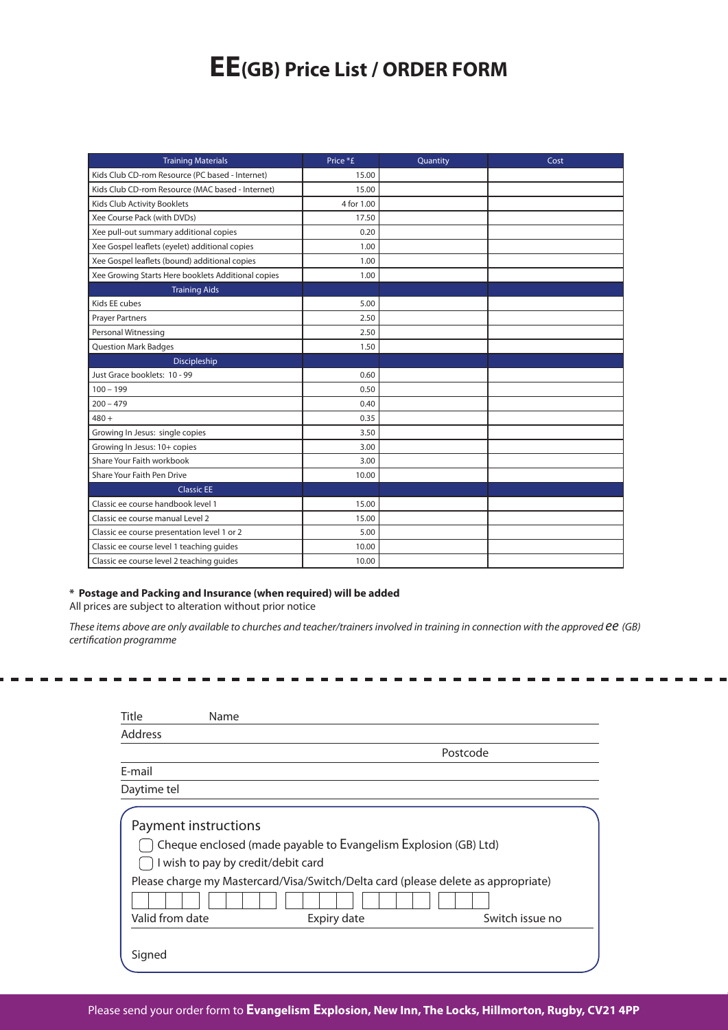# EE(GB) Price List / ORDER FORM

| Training Materials | Price *£ | Quantity | Cost |
|---|---|---|---|
| Kids Club CD-rom Resource (PC based - Internet) | 15.00 | | |
| Kids Club CD-rom Resource (MAC based - Internet) | 15.00 | | |
| Kids Club Activity Booklets | 4 for 1.00 | | |
| Xee Course Pack (with DVDs) | 17.50 | | |
| Xee pull-out summary additional copies | 0.20 | | |
| Xee Gospel leaflets (eyelet) additional copies | 1.00 | | |
| Xee Gospel leaflets (bound) additional copies | 1.00 | | |
| Xee Growing Starts Here booklets Additional copies | 1.00 | | |
| **Training Aids** | | | |
| Kids EE cubes | 5.00 | | |
| Prayer Partners | 2.50 | | |
| Personal Witnessing | 2.50 | | |
| Question Mark Badges | 1.50 | | |
| **Discipleship** | | | |
| Just Grace booklets: 10 - 99 | 0.60 | | |
| 100 – 199 | 0.50 | | |
| 200 – 479 | 0.40 | | |
| 480 + | 0.35 | | |
| Growing In Jesus: single copies | 3.50 | | |
| Growing In Jesus: 10+ copies | 3.00 | | |
| Share Your Faith workbook | 3.00 | | |
| Share Your Faith Pen Drive | 10.00 | | |
| **Classic EE** | | | |
| Classic ee course handbook level 1 | 15.00 | | |
| Classic ee course manual Level 2 | 15.00 | | |
| Classic ee course presentation level 1 or 2 | 5.00 | | |
| Classic ee course level 1 teaching guides | 10.00 | | |
| Classic ee course level 2 teaching guides | 10.00 | | |

**\* Postage and Packing and Insurance (when required) will be added**

All prices are subject to alteration without prior notice

*These items above are only available to churches and teacher/trainers involved in training in connection with the approved ee (GB) certification programme*

---

Title Name

Address

Postcode

E-mail

Daytime tel

Payment instructions

- ☐ Cheque enclosed (made payable to Evangelism Explosion (GB) Ltd)
- ☐ I wish to pay by credit/debit card

Please charge my Mastercard/Visa/Switch/Delta card (please delete as appropriate)

Valid from date Expiry date Switch issue no

Signed

Please send your order form to **Evangelism Explosion, New Inn, The Locks, Hillmorton, Rugby, CV21 4PP**